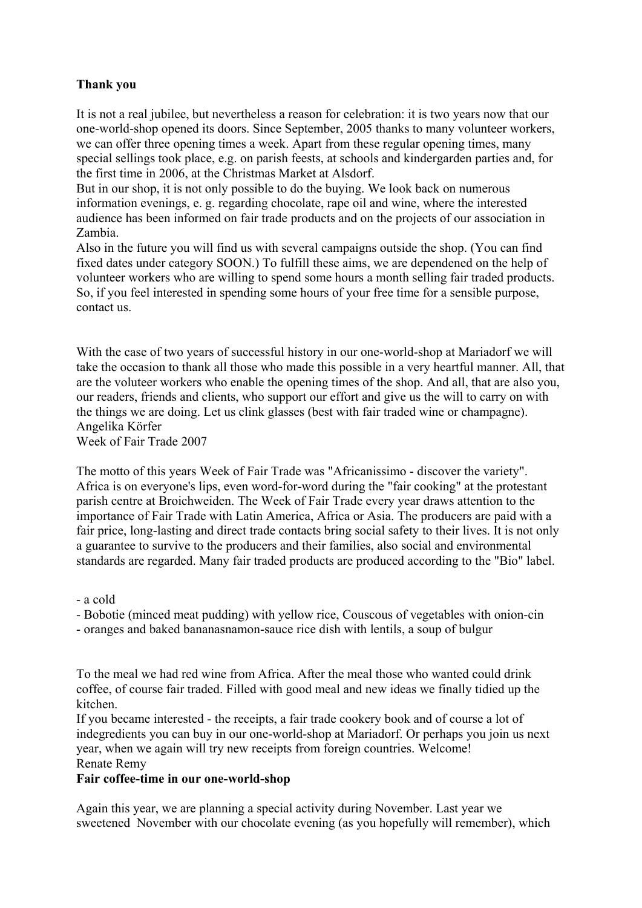**Thank you**

It is not a real jubilee, but nevertheless a reason for celebration: it is two years now that our one-world-shop opened its doors. Since September, 2005 thanks to many volunteer workers, we can offer three opening times a week. Apart from these regular opening times, many special sellings took place, e.g. on parish feests, at schools and kindergarden parties and, for the first time in 2006, at the Christmas Market at Alsdorf.
But in our shop, it is not only possible to do the buying. We look back on numerous information evenings, e. g. regarding chocolate, rape oil and wine, where the interested audience has been informed on fair trade products and on the projects of our association in Zambia.
Also in the future you will find us with several campaigns outside the shop. (You can find fixed dates under category SOON.) To fulfill these aims, we are dependened on the help of volunteer workers who are willing to spend some hours a month selling fair traded products. So, if you feel interested in spending some hours of your free time for a sensible purpose, contact us.

With the case of two years of successful history in our one-world-shop at Mariadorf we will take the occasion to thank all those who made this possible in a very heartful manner. All, that are the voluteer workers who enable the opening times of the shop. And all, that are also you, our readers, friends and clients, who support our effort and give us the will to carry on with the things we are doing. Let us clink glasses (best with fair traded wine or champagne).
Angelika Körfer
Week of Fair Trade 2007

The motto of this years Week of Fair Trade was "Africanissimo - discover the variety". Africa is on everyone's lips, even word-for-word during the "fair cooking" at the protestant parish centre at Broichweiden. The Week of Fair Trade every year draws attention to the importance of Fair Trade with Latin America, Africa or Asia. The producers are paid with a fair price, long-lasting and direct trade contacts bring social safety to their lives. It is not only a guarantee to survive to the producers and their families, also social and environmental standards are regarded. Many fair traded products are produced according to the "Bio" label.

- a cold
- Bobotie (minced meat pudding) with yellow rice, Couscous of vegetables with onion-cin
- oranges and baked bananasnamon-sauce rice dish with lentils, a soup of bulgur

To the meal we had red wine from Africa. After the meal those who wanted could drink coffee, of course fair traded. Filled with good meal and new ideas we finally tidied up the kitchen.
If you became interested - the receipts, a fair trade cookery book and of course a lot of indegredients you can buy in our one-world-shop at Mariadorf. Or perhaps you join us next year, when we again will try new receipts from foreign countries. Welcome!
Renate Remy

**Fair coffee-time in our one-world-shop**

Again this year, we are planning a special activity during November. Last year we sweetened November with our chocolate evening (as you hopefully will remember), which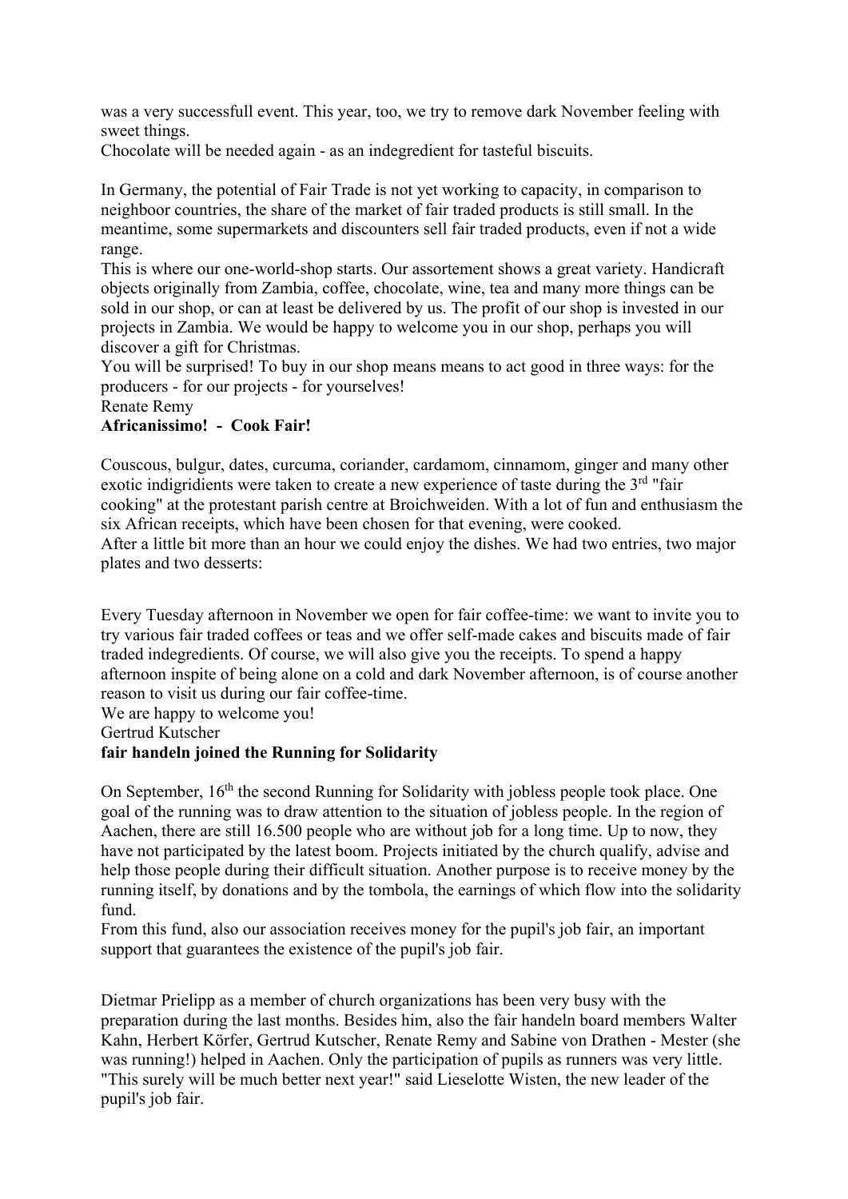was a very successfull event. This year, too, we try to remove dark November feeling with sweet things.
Chocolate will be needed again - as an indegredient for tasteful biscuits.

In Germany, the potential of Fair Trade is not yet working to capacity, in comparison to neighboor countries, the share of the market of fair traded products is still small. In the meantime, some supermarkets and discounters sell fair traded products, even if not a wide range.
This is where our one-world-shop starts. Our assortement shows a great variety. Handicraft objects originally from Zambia, coffee, chocolate, wine, tea and many more things can be sold in our shop, or can at least be delivered by us. The profit of our shop is invested in our projects in Zambia. We would be happy to welcome you in our shop, perhaps you will discover a gift for Christmas.
You will be surprised! To buy in our shop means means to act good in three ways: for the producers - for our projects - for yourselves!
Renate Remy

**Africanissimo! - Cook Fair!**

Couscous, bulgur, dates, curcuma, coriander, cardamom, cinnamom, ginger and many other exotic indigridients were taken to create a new experience of taste during the 3rd "fair cooking" at the protestant parish centre at Broichweiden. With a lot of fun and enthusiasm the six African receipts, which have been chosen for that evening, were cooked.
After a little bit more than an hour we could enjoy the dishes. We had two entries, two major plates and two desserts:

Every Tuesday afternoon in November we open for fair coffee-time: we want to invite you to try various fair traded coffees or teas and we offer self-made cakes and biscuits made of fair traded indegredients. Of course, we will also give you the receipts. To spend a happy afternoon inspite of being alone on a cold and dark November afternoon, is of course another reason to visit us during our fair coffee-time.
We are happy to welcome you!
Gertrud Kutscher

**fair handeln joined the Running for Solidarity**

On September, 16th the second Running for Solidarity with jobless people took place. One goal of the running was to draw attention to the situation of jobless people. In the region of Aachen, there are still 16.500 people who are without job for a long time. Up to now, they have not participated by the latest boom. Projects initiated by the church qualify, advise and help those people during their difficult situation. Another purpose is to receive money by the running itself, by donations and by the tombola, the earnings of which flow into the solidarity fund.
From this fund, also our association receives money for the pupil's job fair, an important support that guarantees the existence of the pupil's job fair.

Dietmar Prielipp as a member of church organizations has been very busy with the preparation during the last months. Besides him, also the fair handeln board members Walter Kahn, Herbert Körfer, Gertrud Kutscher, Renate Remy and Sabine von Drathen - Mester (she was running!) helped in Aachen. Only the participation of pupils as runners was very little. "This surely will be much better next year!" said Lieselotte Wisten, the new leader of the pupil's job fair.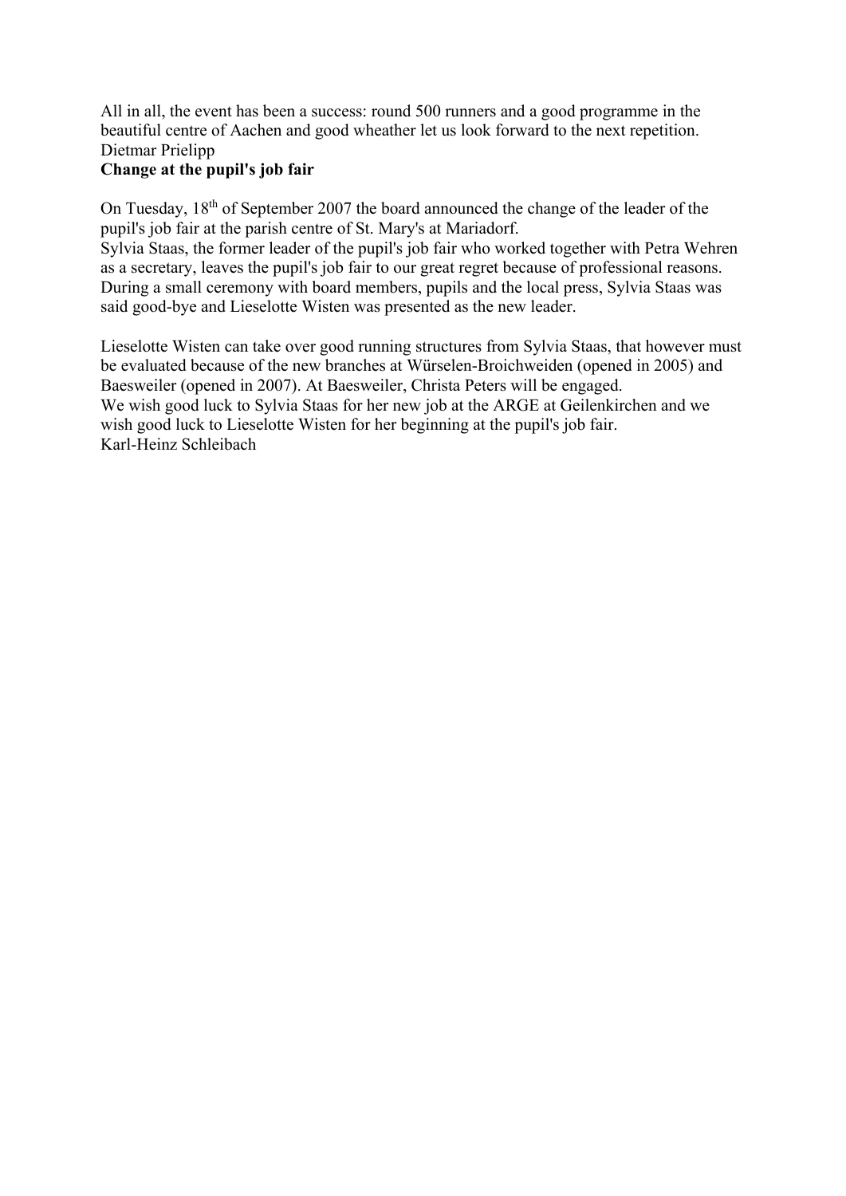All in all, the event has been a success: round 500 runners and a good programme in the beautiful centre of Aachen and good wheather let us look forward to the next repetition.
Dietmar Prielipp

**Change at the pupil's job fair**

On Tuesday, 18th of September 2007 the board announced the change of the leader of the pupil's job fair at the parish centre of St. Mary's at Mariadorf.
Sylvia Staas, the former leader of the pupil's job fair who worked together with Petra Wehren as a secretary, leaves the pupil's job fair to our great regret because of professional reasons. During a small ceremony with board members, pupils and the local press, Sylvia Staas was said good-bye and Lieselotte Wisten was presented as the new leader.

Lieselotte Wisten can take over good running structures from Sylvia Staas, that however must be evaluated because of the new branches at Würselen-Broichweiden (opened in 2005) and Baesweiler (opened in 2007). At Baesweiler, Christa Peters will be engaged.
We wish good luck to Sylvia Staas for her new job at the ARGE at Geilenkirchen and we wish good luck to Lieselotte Wisten for her beginning at the pupil's job fair.
Karl-Heinz Schleibach